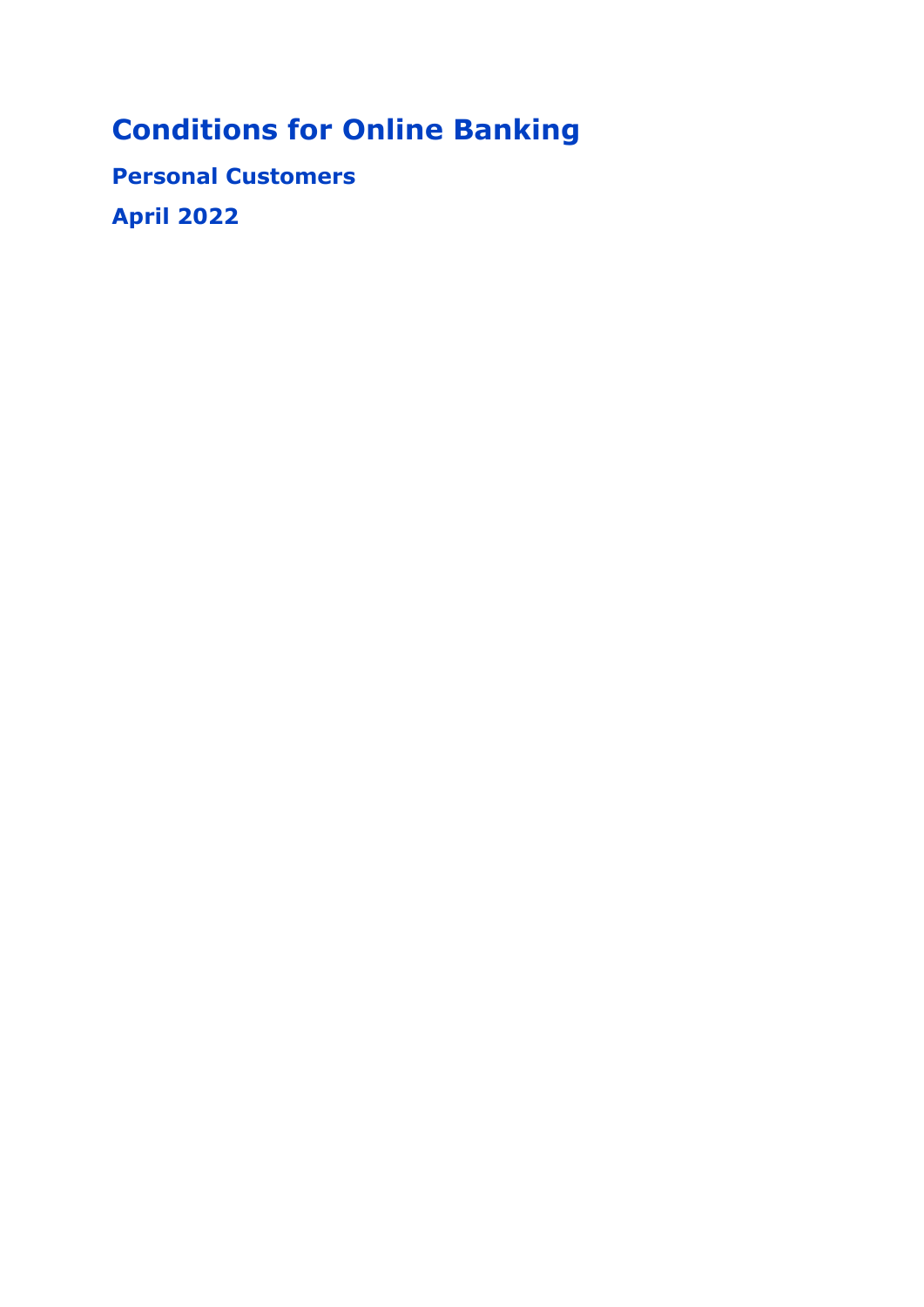# Conditions for Online Banking

## Personal Customers

## April 2022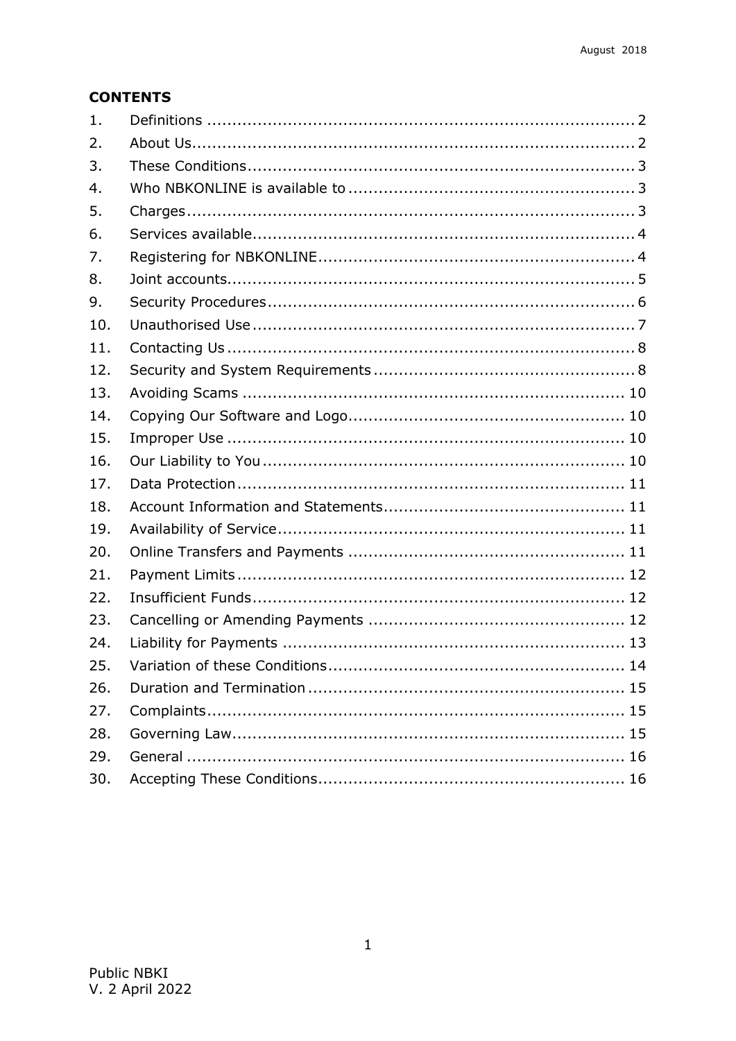## CONTENTS

| | | |
|---|---|---|
| 1. | Definitions | 2 |
| 2. | About Us | 2 |
| 3. | These Conditions | 3 |
| 4. | Who NBKONLINE is available to | 3 |
| 5. | Charges | 3 |
| 6. | Services available | 4 |
| 7. | Registering for NBKONLINE | 4 |
| 8. | Joint accounts | 5 |
| 9. | Security Procedures | 6 |
| 10. | Unauthorised Use | 7 |
| 11. | Contacting Us | 8 |
| 12. | Security and System Requirements | 8 |
| 13. | Avoiding Scams | 10 |
| 14. | Copying Our Software and Logo | 10 |
| 15. | Improper Use | 10 |
| 16. | Our Liability to You | 10 |
| 17. | Data Protection | 11 |
| 18. | Account Information and Statements | 11 |
| 19. | Availability of Service | 11 |
| 20. | Online Transfers and Payments | 11 |
| 21. | Payment Limits | 12 |
| 22. | Insufficient Funds | 12 |
| 23. | Cancelling or Amending Payments | 12 |
| 24. | Liability for Payments | 13 |
| 25. | Variation of these Conditions | 14 |
| 26. | Duration and Termination | 15 |
| 27. | Complaints | 15 |
| 28. | Governing Law | 15 |
| 29. | General | 16 |
| 30. | Accepting These Conditions | 16 |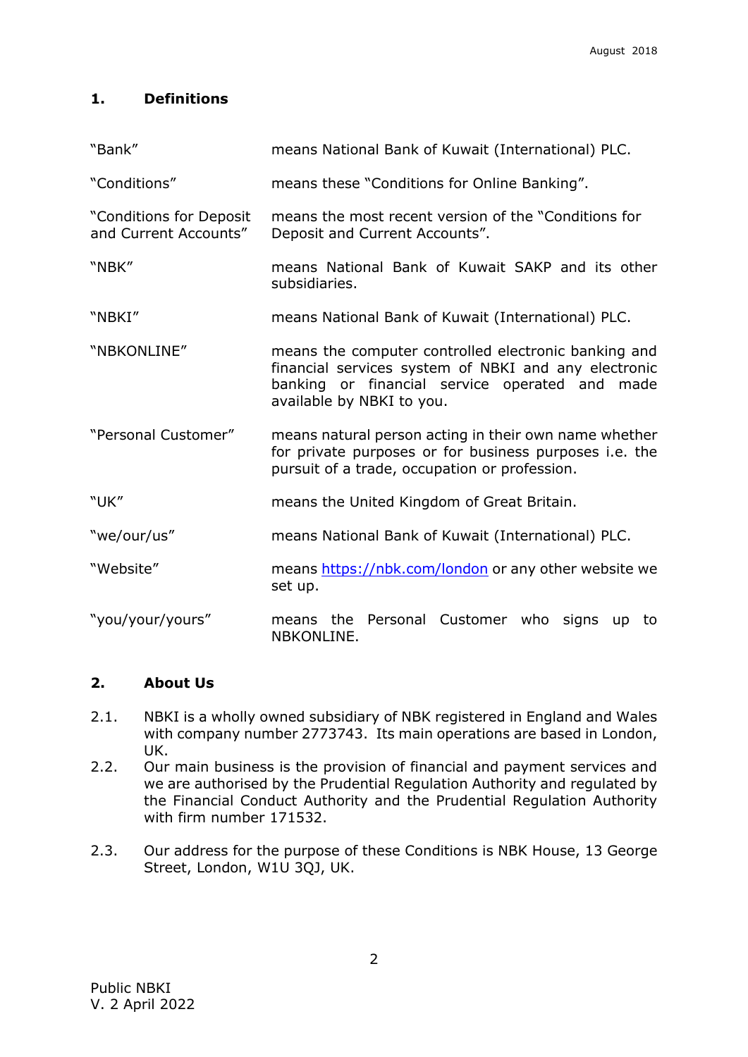## 1. Definitions

| | |
|---|---|
| "Bank" | means National Bank of Kuwait (International) PLC. |
| "Conditions" | means these "Conditions for Online Banking". |
| "Conditions for Deposit and Current Accounts" | means the most recent version of the "Conditions for Deposit and Current Accounts". |
| "NBK" | means National Bank of Kuwait SAKP and its other subsidiaries. |
| "NBKI" | means National Bank of Kuwait (International) PLC. |
| "NBKONLINE" | means the computer controlled electronic banking and financial services system of NBKI and any electronic banking or financial service operated and made available by NBKI to you. |
| "Personal Customer" | means natural person acting in their own name whether for private purposes or for business purposes i.e. the pursuit of a trade, occupation or profession. |
| "UK" | means the United Kingdom of Great Britain. |
| "we/our/us" | means National Bank of Kuwait (International) PLC. |
| "Website" | means https://nbk.com/london or any other website we set up. |
| "you/your/yours" | means the Personal Customer who signs up to NBKONLINE. |

## 2. About Us

2.1. NBKI is a wholly owned subsidiary of NBK registered in England and Wales with company number 2773743. Its main operations are based in London, UK.

2.2. Our main business is the provision of financial and payment services and we are authorised by the Prudential Regulation Authority and regulated by the Financial Conduct Authority and the Prudential Regulation Authority with firm number 171532.

2.3. Our address for the purpose of these Conditions is NBK House, 13 George Street, London, W1U 3QJ, UK.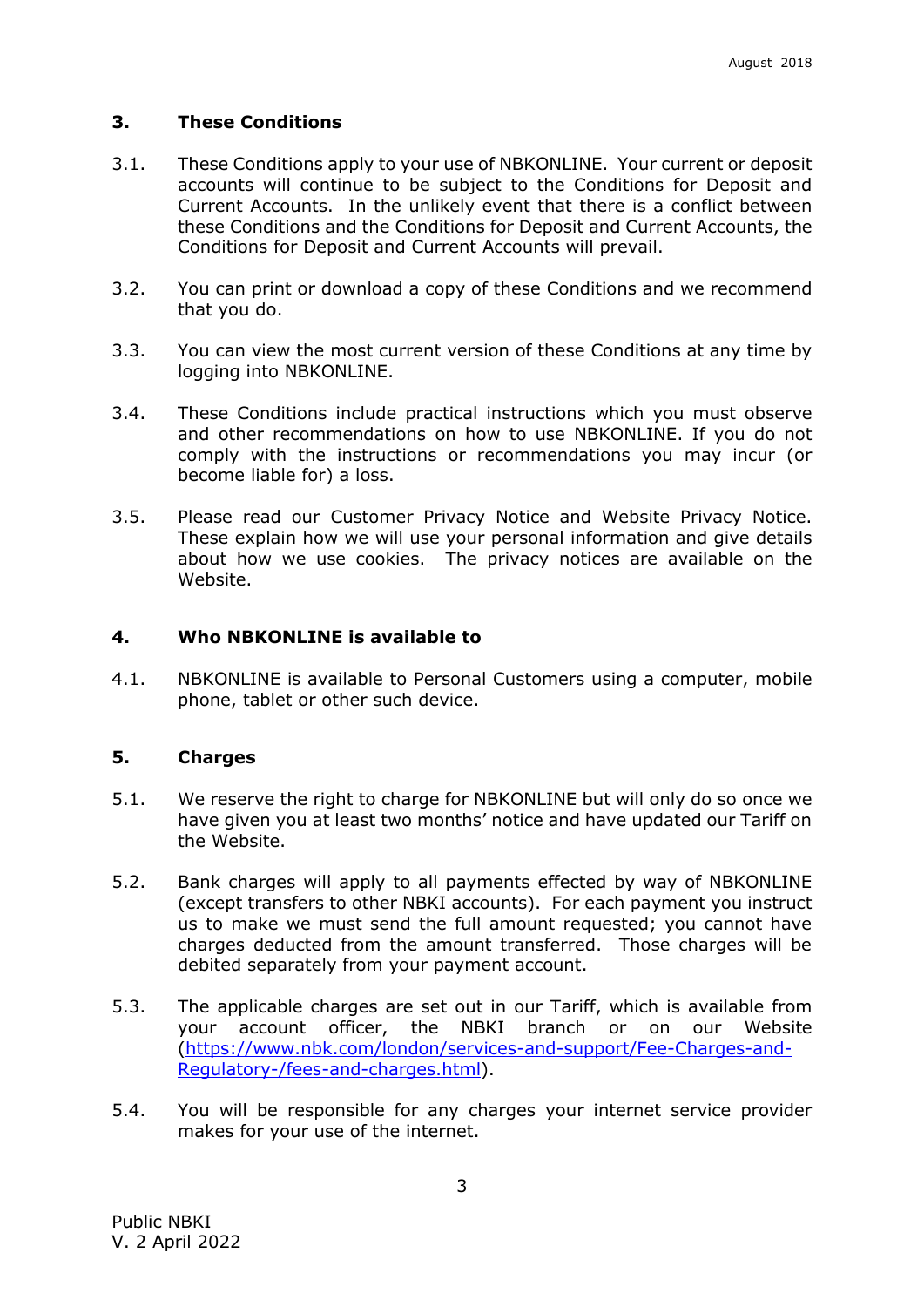## 3. These Conditions

3.1. These Conditions apply to your use of NBKONLINE. Your current or deposit accounts will continue to be subject to the Conditions for Deposit and Current Accounts. In the unlikely event that there is a conflict between these Conditions and the Conditions for Deposit and Current Accounts, the Conditions for Deposit and Current Accounts will prevail.

3.2. You can print or download a copy of these Conditions and we recommend that you do.

3.3. You can view the most current version of these Conditions at any time by logging into NBKONLINE.

3.4. These Conditions include practical instructions which you must observe and other recommendations on how to use NBKONLINE. If you do not comply with the instructions or recommendations you may incur (or become liable for) a loss.

3.5. Please read our Customer Privacy Notice and Website Privacy Notice. These explain how we will use your personal information and give details about how we use cookies. The privacy notices are available on the Website.

## 4. Who NBKONLINE is available to

4.1. NBKONLINE is available to Personal Customers using a computer, mobile phone, tablet or other such device.

## 5. Charges

5.1. We reserve the right to charge for NBKONLINE but will only do so once we have given you at least two months' notice and have updated our Tariff on the Website.

5.2. Bank charges will apply to all payments effected by way of NBKONLINE (except transfers to other NBKI accounts). For each payment you instruct us to make we must send the full amount requested; you cannot have charges deducted from the amount transferred. Those charges will be debited separately from your payment account.

5.3. The applicable charges are set out in our Tariff, which is available from your account officer, the NBKI branch or on our Website ([https://www.nbk.com/london/services-and-support/Fee-Charges-and-Regulatory-/fees-and-charges.html](https://www.nbk.com/london/services-and-support/Fee-Charges-and-Regulatory-/fees-and-charges.html)).

5.4. You will be responsible for any charges your internet service provider makes for your use of the internet.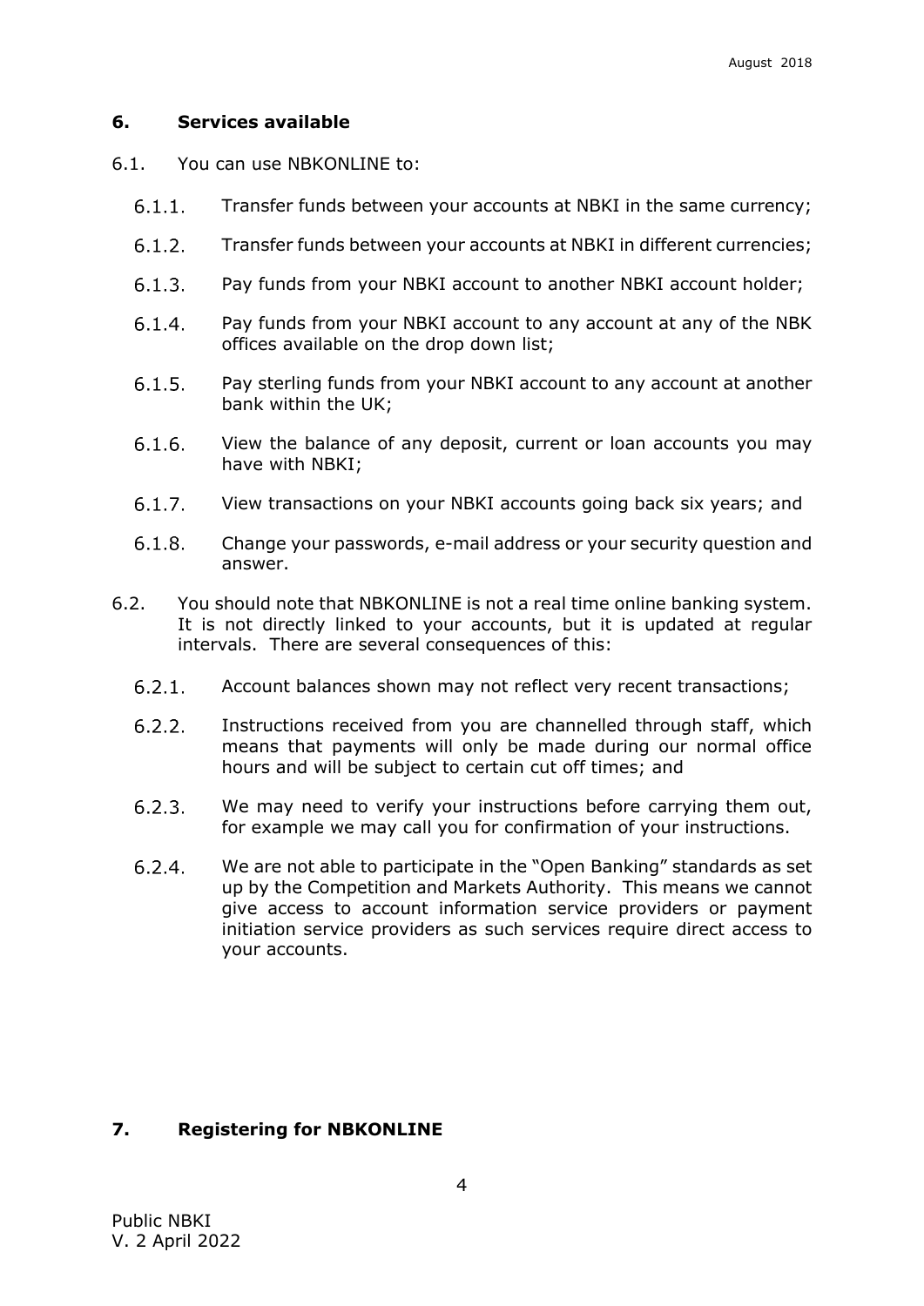## 6. Services available

6.1. You can use NBKONLINE to:

6.1.1. Transfer funds between your accounts at NBKI in the same currency;

6.1.2. Transfer funds between your accounts at NBKI in different currencies;

6.1.3. Pay funds from your NBKI account to another NBKI account holder;

6.1.4. Pay funds from your NBKI account to any account at any of the NBK offices available on the drop down list;

6.1.5. Pay sterling funds from your NBKI account to any account at another bank within the UK;

6.1.6. View the balance of any deposit, current or loan accounts you may have with NBKI;

6.1.7. View transactions on your NBKI accounts going back six years; and

6.1.8. Change your passwords, e-mail address or your security question and answer.

6.2. You should note that NBKONLINE is not a real time online banking system. It is not directly linked to your accounts, but it is updated at regular intervals. There are several consequences of this:

6.2.1. Account balances shown may not reflect very recent transactions;

6.2.2. Instructions received from you are channelled through staff, which means that payments will only be made during our normal office hours and will be subject to certain cut off times; and

6.2.3. We may need to verify your instructions before carrying them out, for example we may call you for confirmation of your instructions.

6.2.4. We are not able to participate in the "Open Banking" standards as set up by the Competition and Markets Authority. This means we cannot give access to account information service providers or payment initiation service providers as such services require direct access to your accounts.

## 7. Registering for NBKONLINE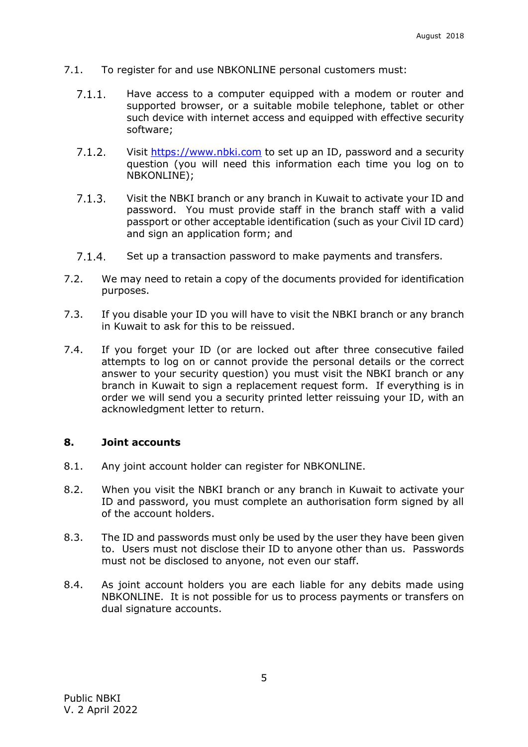7.1. To register for and use NBKONLINE personal customers must:

7.1.1. Have access to a computer equipped with a modem or router and supported browser, or a suitable mobile telephone, tablet or other such device with internet access and equipped with effective security software;

7.1.2. Visit https://www.nbki.com to set up an ID, password and a security question (you will need this information each time you log on to NBKONLINE);

7.1.3. Visit the NBKI branch or any branch in Kuwait to activate your ID and password. You must provide staff in the branch staff with a valid passport or other acceptable identification (such as your Civil ID card) and sign an application form; and

7.1.4. Set up a transaction password to make payments and transfers.

7.2. We may need to retain a copy of the documents provided for identification purposes.

7.3. If you disable your ID you will have to visit the NBKI branch or any branch in Kuwait to ask for this to be reissued.

7.4. If you forget your ID (or are locked out after three consecutive failed attempts to log on or cannot provide the personal details or the correct answer to your security question) you must visit the NBKI branch or any branch in Kuwait to sign a replacement request form. If everything is in order we will send you a security printed letter reissuing your ID, with an acknowledgment letter to return.

## 8. Joint accounts

8.1. Any joint account holder can register for NBKONLINE.

8.2. When you visit the NBKI branch or any branch in Kuwait to activate your ID and password, you must complete an authorisation form signed by all of the account holders.

8.3. The ID and passwords must only be used by the user they have been given to. Users must not disclose their ID to anyone other than us. Passwords must not be disclosed to anyone, not even our staff.

8.4. As joint account holders you are each liable for any debits made using NBKONLINE. It is not possible for us to process payments or transfers on dual signature accounts.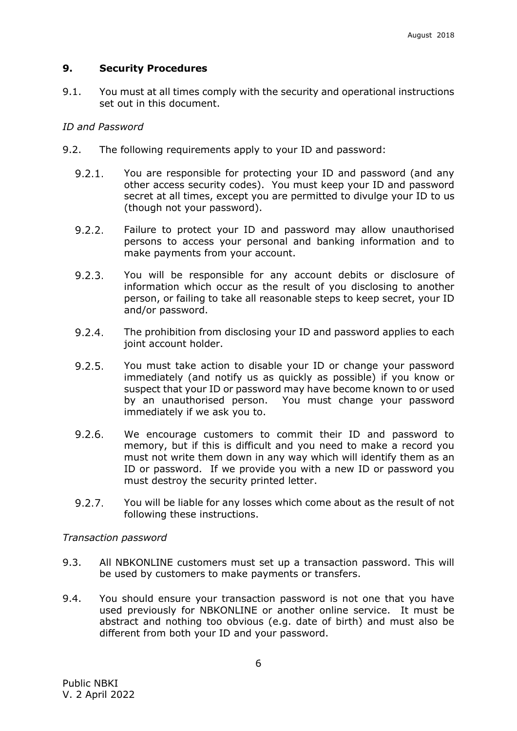## 9. Security Procedures

9.1. You must at all times comply with the security and operational instructions set out in this document.

*ID and Password*

9.2. The following requirements apply to your ID and password:

9.2.1. You are responsible for protecting your ID and password (and any other access security codes). You must keep your ID and password secret at all times, except you are permitted to divulge your ID to us (though not your password).

9.2.2. Failure to protect your ID and password may allow unauthorised persons to access your personal and banking information and to make payments from your account.

9.2.3. You will be responsible for any account debits or disclosure of information which occur as the result of you disclosing to another person, or failing to take all reasonable steps to keep secret, your ID and/or password.

9.2.4. The prohibition from disclosing your ID and password applies to each joint account holder.

9.2.5. You must take action to disable your ID or change your password immediately (and notify us as quickly as possible) if you know or suspect that your ID or password may have become known to or used by an unauthorised person. You must change your password immediately if we ask you to.

9.2.6. We encourage customers to commit their ID and password to memory, but if this is difficult and you need to make a record you must not write them down in any way which will identify them as an ID or password. If we provide you with a new ID or password you must destroy the security printed letter.

9.2.7. You will be liable for any losses which come about as the result of not following these instructions.

*Transaction password*

9.3. All NBKONLINE customers must set up a transaction password. This will be used by customers to make payments or transfers.

9.4. You should ensure your transaction password is not one that you have used previously for NBKONLINE or another online service. It must be abstract and nothing too obvious (e.g. date of birth) and must also be different from both your ID and your password.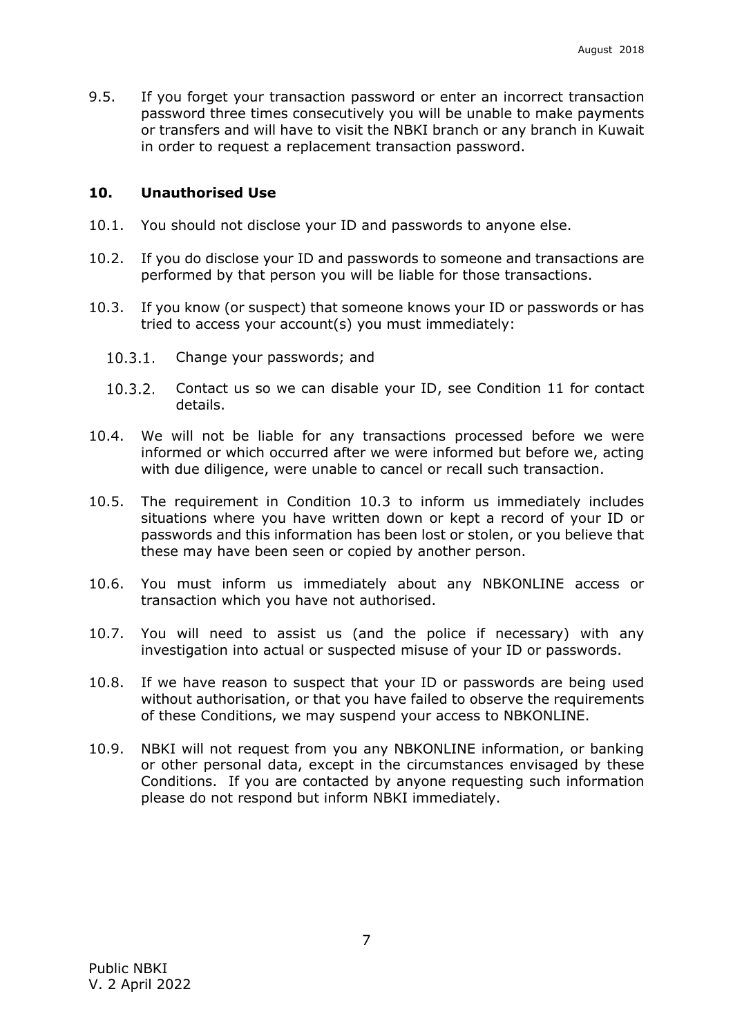9.5. If you forget your transaction password or enter an incorrect transaction password three times consecutively you will be unable to make payments or transfers and will have to visit the NBKI branch or any branch in Kuwait in order to request a replacement transaction password.

## 10. Unauthorised Use

10.1. You should not disclose your ID and passwords to anyone else.

10.2. If you do disclose your ID and passwords to someone and transactions are performed by that person you will be liable for those transactions.

10.3. If you know (or suspect) that someone knows your ID or passwords or has tried to access your account(s) you must immediately:

- 10.3.1. Change your passwords; and
- 10.3.2. Contact us so we can disable your ID, see Condition 11 for contact details.

10.4. We will not be liable for any transactions processed before we were informed or which occurred after we were informed but before we, acting with due diligence, were unable to cancel or recall such transaction.

10.5. The requirement in Condition 10.3 to inform us immediately includes situations where you have written down or kept a record of your ID or passwords and this information has been lost or stolen, or you believe that these may have been seen or copied by another person.

10.6. You must inform us immediately about any NBKONLINE access or transaction which you have not authorised.

10.7. You will need to assist us (and the police if necessary) with any investigation into actual or suspected misuse of your ID or passwords.

10.8. If we have reason to suspect that your ID or passwords are being used without authorisation, or that you have failed to observe the requirements of these Conditions, we may suspend your access to NBKONLINE.

10.9. NBKI will not request from you any NBKONLINE information, or banking or other personal data, except in the circumstances envisaged by these Conditions. If you are contacted by anyone requesting such information please do not respond but inform NBKI immediately.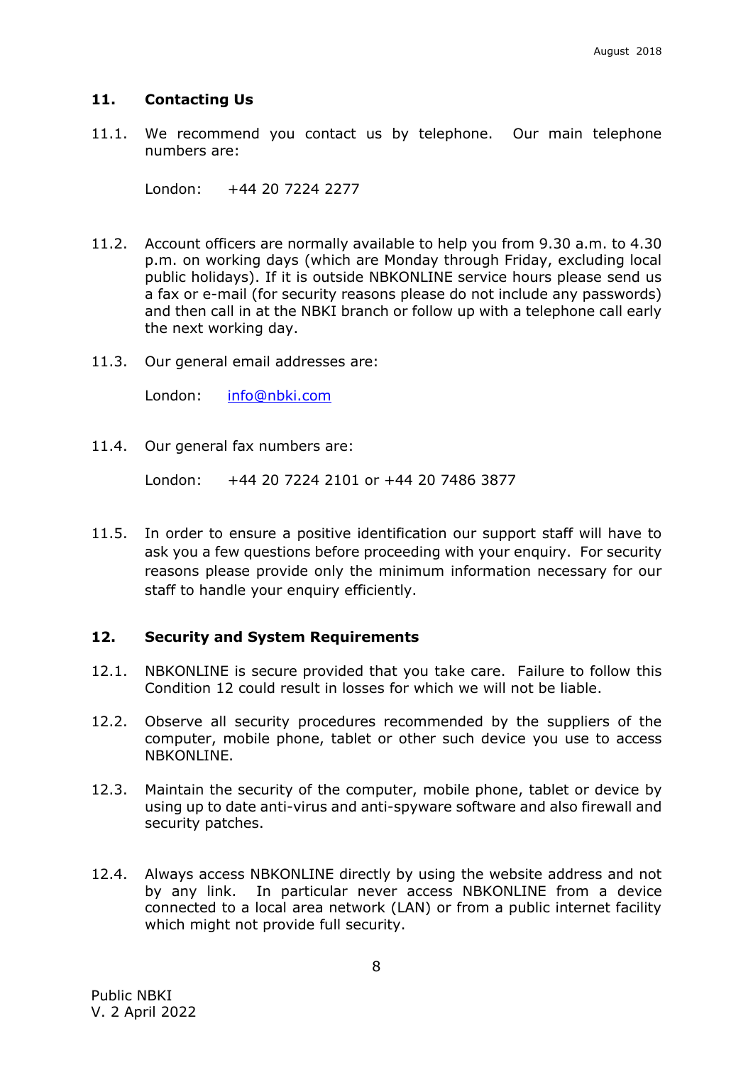## 11. Contacting Us

11.1. We recommend you contact us by telephone. Our main telephone numbers are:

London: +44 20 7224 2277

11.2. Account officers are normally available to help you from 9.30 a.m. to 4.30 p.m. on working days (which are Monday through Friday, excluding local public holidays). If it is outside NBKONLINE service hours please send us a fax or e-mail (for security reasons please do not include any passwords) and then call in at the NBKI branch or follow up with a telephone call early the next working day.

11.3. Our general email addresses are:

London: info@nbki.com

11.4. Our general fax numbers are:

London: +44 20 7224 2101 or +44 20 7486 3877

11.5. In order to ensure a positive identification our support staff will have to ask you a few questions before proceeding with your enquiry. For security reasons please provide only the minimum information necessary for our staff to handle your enquiry efficiently.

## 12. Security and System Requirements

12.1. NBKONLINE is secure provided that you take care. Failure to follow this Condition 12 could result in losses for which we will not be liable.

12.2. Observe all security procedures recommended by the suppliers of the computer, mobile phone, tablet or other such device you use to access NBKONLINE.

12.3. Maintain the security of the computer, mobile phone, tablet or device by using up to date anti-virus and anti-spyware software and also firewall and security patches.

12.4. Always access NBKONLINE directly by using the website address and not by any link. In particular never access NBKONLINE from a device connected to a local area network (LAN) or from a public internet facility which might not provide full security.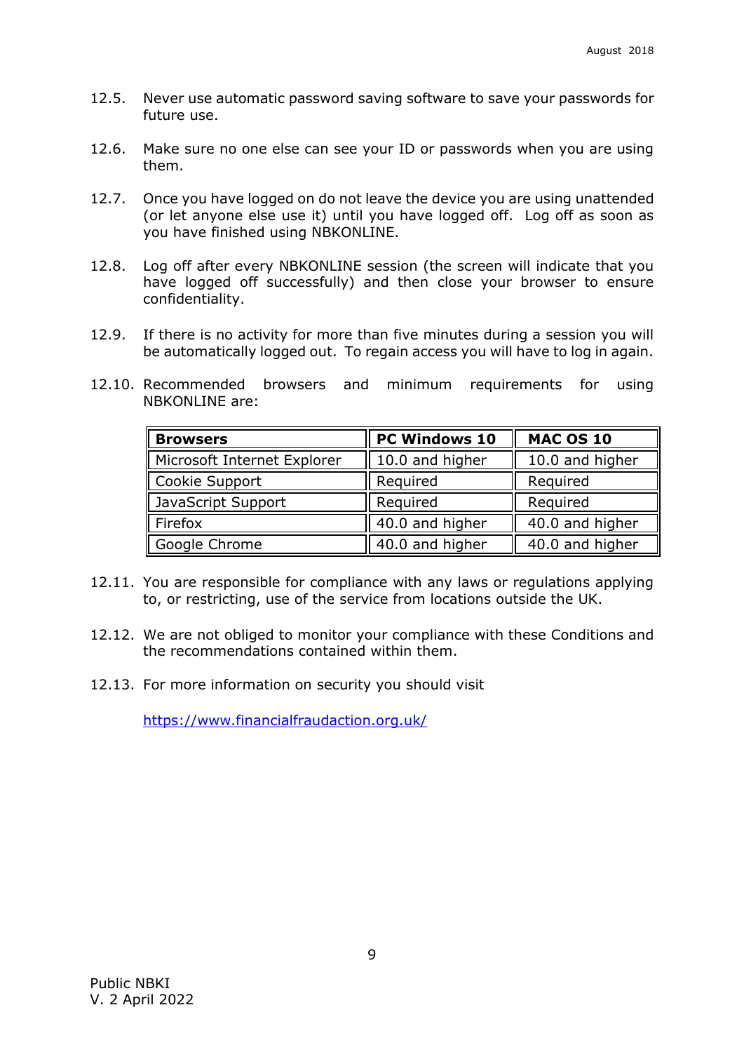12.5. Never use automatic password saving software to save your passwords for future use.

12.6. Make sure no one else can see your ID or passwords when you are using them.

12.7. Once you have logged on do not leave the device you are using unattended (or let anyone else use it) until you have logged off. Log off as soon as you have finished using NBKONLINE.

12.8. Log off after every NBKONLINE session (the screen will indicate that you have logged off successfully) and then close your browser to ensure confidentiality.

12.9. If there is no activity for more than five minutes during a session you will be automatically logged out. To regain access you will have to log in again.

12.10. Recommended browsers and minimum requirements for using NBKONLINE are:

| **Browsers** | **PC Windows 10** | **MAC OS 10** |
| --- | --- | --- |
| Microsoft Internet Explorer | 10.0 and higher | 10.0 and higher |
| Cookie Support | Required | Required |
| JavaScript Support | Required | Required |
| Firefox | 40.0 and higher | 40.0 and higher |
| Google Chrome | 40.0 and higher | 40.0 and higher |

12.11. You are responsible for compliance with any laws or regulations applying to, or restricting, use of the service from locations outside the UK.

12.12. We are not obliged to monitor your compliance with these Conditions and the recommendations contained within them.

12.13. For more information on security you should visit

https://www.financialfraudaction.org.uk/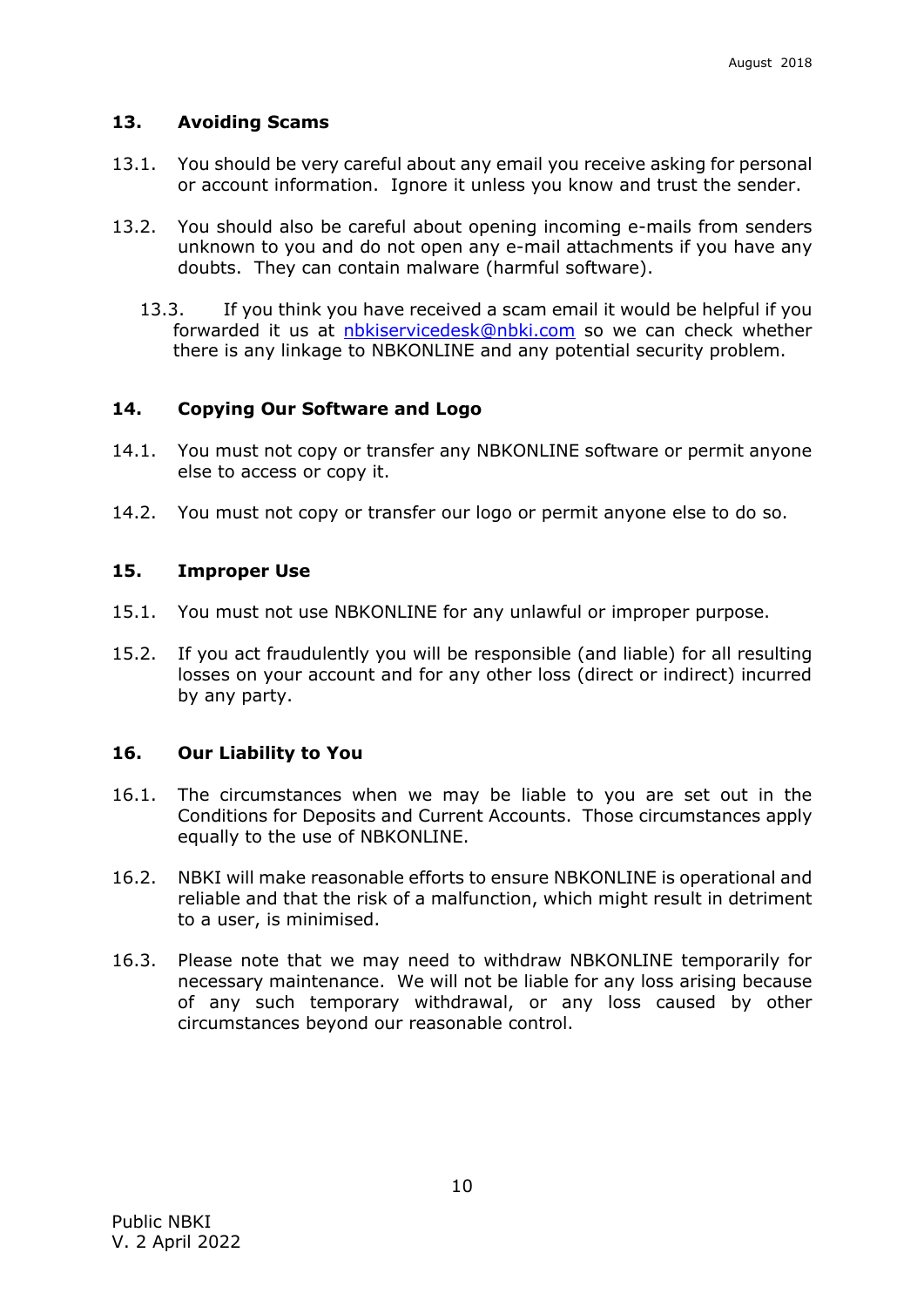## 13. Avoiding Scams

13.1. You should be very careful about any email you receive asking for personal or account information. Ignore it unless you know and trust the sender.

13.2. You should also be careful about opening incoming e-mails from senders unknown to you and do not open any e-mail attachments if you have any doubts. They can contain malware (harmful software).

13.3. If you think you have received a scam email it would be helpful if you forwarded it us at nbkiservicedesk@nbki.com so we can check whether there is any linkage to NBKONLINE and any potential security problem.

## 14. Copying Our Software and Logo

14.1. You must not copy or transfer any NBKONLINE software or permit anyone else to access or copy it.

14.2. You must not copy or transfer our logo or permit anyone else to do so.

## 15. Improper Use

15.1. You must not use NBKONLINE for any unlawful or improper purpose.

15.2. If you act fraudulently you will be responsible (and liable) for all resulting losses on your account and for any other loss (direct or indirect) incurred by any party.

## 16. Our Liability to You

16.1. The circumstances when we may be liable to you are set out in the Conditions for Deposits and Current Accounts. Those circumstances apply equally to the use of NBKONLINE.

16.2. NBKI will make reasonable efforts to ensure NBKONLINE is operational and reliable and that the risk of a malfunction, which might result in detriment to a user, is minimised.

16.3. Please note that we may need to withdraw NBKONLINE temporarily for necessary maintenance. We will not be liable for any loss arising because of any such temporary withdrawal, or any loss caused by other circumstances beyond our reasonable control.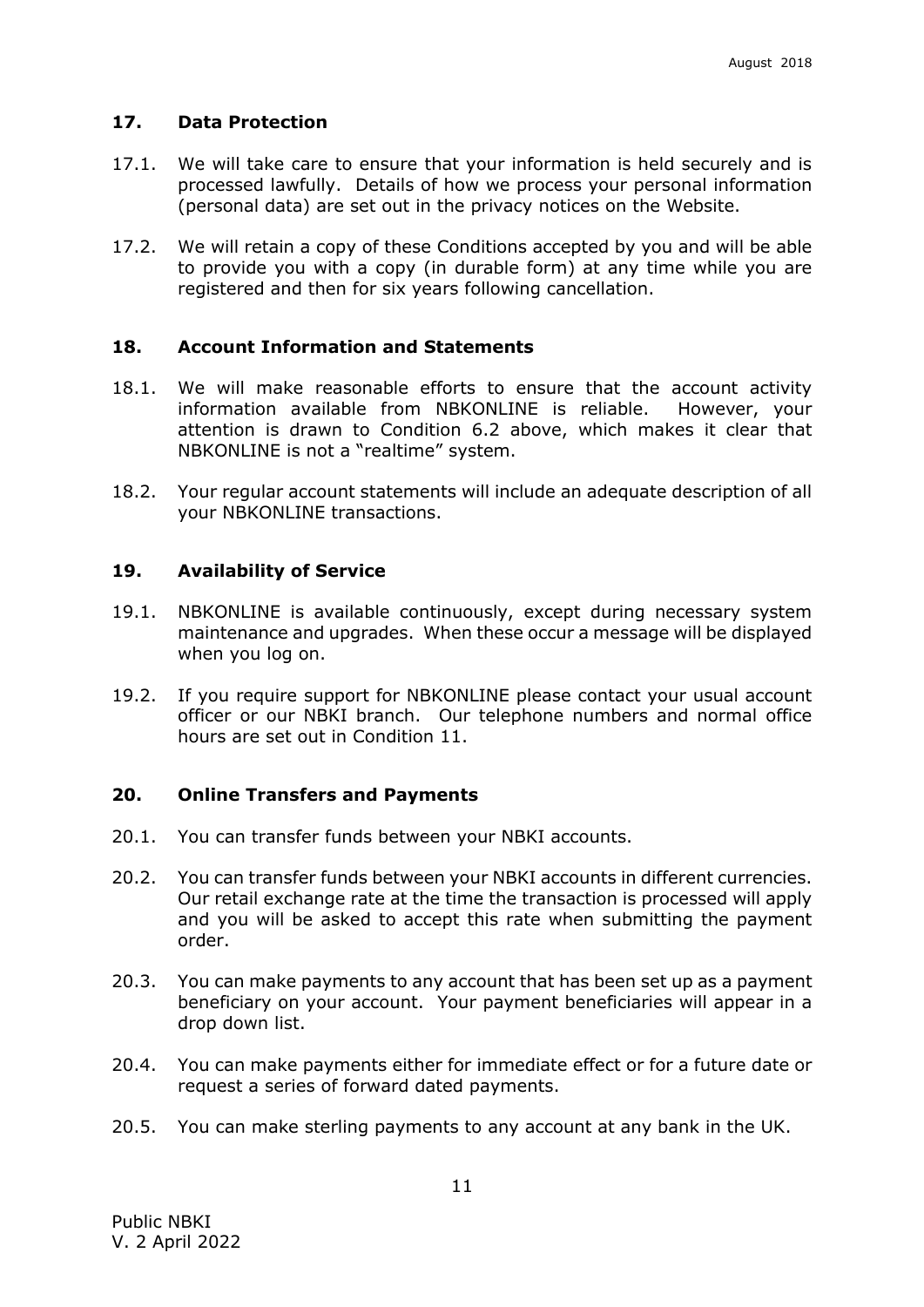## 17. Data Protection

17.1. We will take care to ensure that your information is held securely and is processed lawfully. Details of how we process your personal information (personal data) are set out in the privacy notices on the Website.

17.2. We will retain a copy of these Conditions accepted by you and will be able to provide you with a copy (in durable form) at any time while you are registered and then for six years following cancellation.

## 18. Account Information and Statements

18.1. We will make reasonable efforts to ensure that the account activity information available from NBKONLINE is reliable. However, your attention is drawn to Condition 6.2 above, which makes it clear that NBKONLINE is not a "realtime" system.

18.2. Your regular account statements will include an adequate description of all your NBKONLINE transactions.

## 19. Availability of Service

19.1. NBKONLINE is available continuously, except during necessary system maintenance and upgrades. When these occur a message will be displayed when you log on.

19.2. If you require support for NBKONLINE please contact your usual account officer or our NBKI branch. Our telephone numbers and normal office hours are set out in Condition 11.

## 20. Online Transfers and Payments

20.1. You can transfer funds between your NBKI accounts.

20.2. You can transfer funds between your NBKI accounts in different currencies. Our retail exchange rate at the time the transaction is processed will apply and you will be asked to accept this rate when submitting the payment order.

20.3. You can make payments to any account that has been set up as a payment beneficiary on your account. Your payment beneficiaries will appear in a drop down list.

20.4. You can make payments either for immediate effect or for a future date or request a series of forward dated payments.

20.5. You can make sterling payments to any account at any bank in the UK.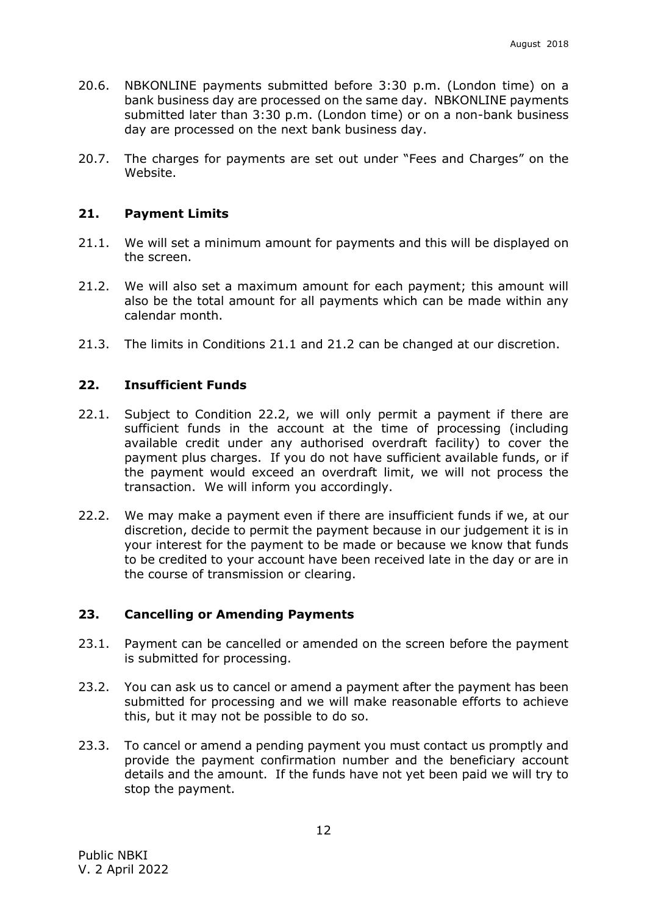20.6. NBKONLINE payments submitted before 3:30 p.m. (London time) on a bank business day are processed on the same day. NBKONLINE payments submitted later than 3:30 p.m. (London time) or on a non-bank business day are processed on the next bank business day.

20.7. The charges for payments are set out under "Fees and Charges" on the Website.

## 21. Payment Limits

21.1. We will set a minimum amount for payments and this will be displayed on the screen.

21.2. We will also set a maximum amount for each payment; this amount will also be the total amount for all payments which can be made within any calendar month.

21.3. The limits in Conditions 21.1 and 21.2 can be changed at our discretion.

## 22. Insufficient Funds

22.1. Subject to Condition 22.2, we will only permit a payment if there are sufficient funds in the account at the time of processing (including available credit under any authorised overdraft facility) to cover the payment plus charges. If you do not have sufficient available funds, or if the payment would exceed an overdraft limit, we will not process the transaction. We will inform you accordingly.

22.2. We may make a payment even if there are insufficient funds if we, at our discretion, decide to permit the payment because in our judgement it is in your interest for the payment to be made or because we know that funds to be credited to your account have been received late in the day or are in the course of transmission or clearing.

## 23. Cancelling or Amending Payments

23.1. Payment can be cancelled or amended on the screen before the payment is submitted for processing.

23.2. You can ask us to cancel or amend a payment after the payment has been submitted for processing and we will make reasonable efforts to achieve this, but it may not be possible to do so.

23.3. To cancel or amend a pending payment you must contact us promptly and provide the payment confirmation number and the beneficiary account details and the amount. If the funds have not yet been paid we will try to stop the payment.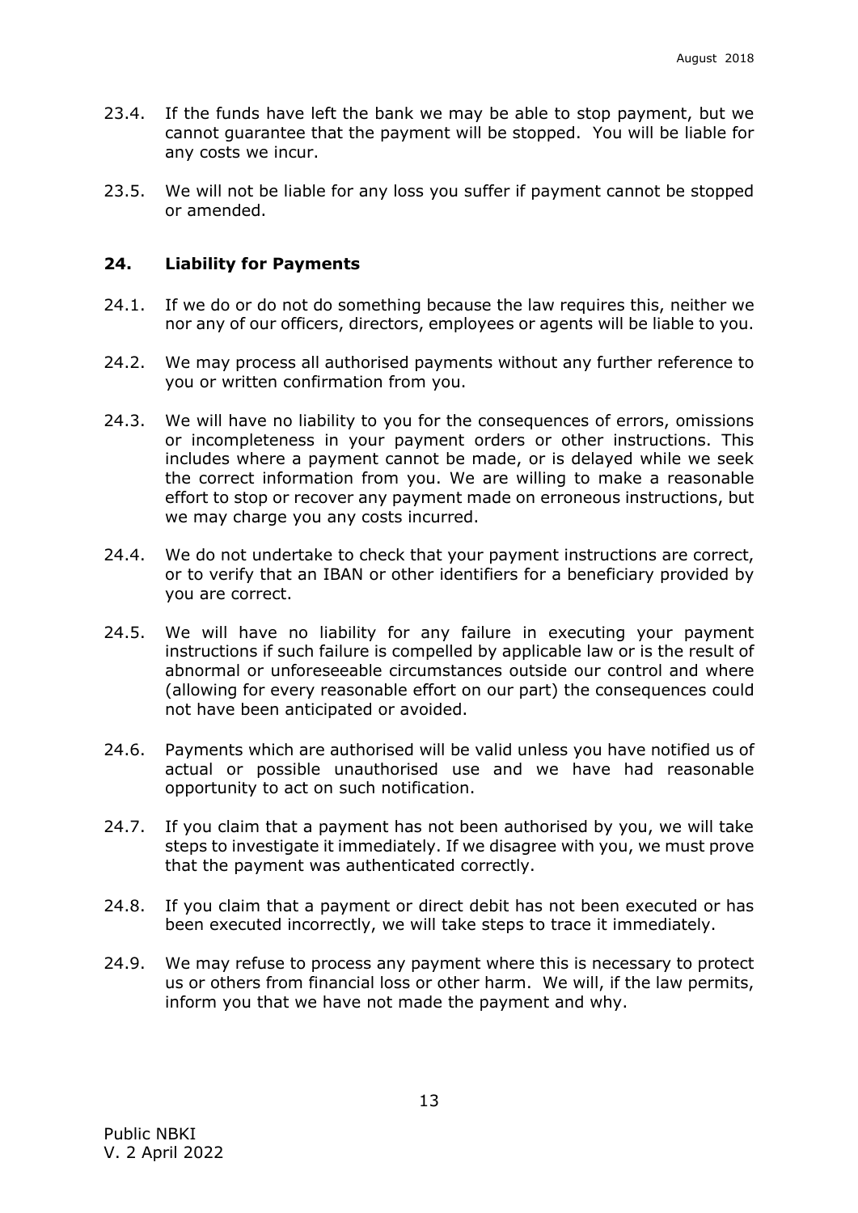23.4. If the funds have left the bank we may be able to stop payment, but we cannot guarantee that the payment will be stopped. You will be liable for any costs we incur.

23.5. We will not be liable for any loss you suffer if payment cannot be stopped or amended.

## 24. Liability for Payments

24.1. If we do or do not do something because the law requires this, neither we nor any of our officers, directors, employees or agents will be liable to you.

24.2. We may process all authorised payments without any further reference to you or written confirmation from you.

24.3. We will have no liability to you for the consequences of errors, omissions or incompleteness in your payment orders or other instructions. This includes where a payment cannot be made, or is delayed while we seek the correct information from you. We are willing to make a reasonable effort to stop or recover any payment made on erroneous instructions, but we may charge you any costs incurred.

24.4. We do not undertake to check that your payment instructions are correct, or to verify that an IBAN or other identifiers for a beneficiary provided by you are correct.

24.5. We will have no liability for any failure in executing your payment instructions if such failure is compelled by applicable law or is the result of abnormal or unforeseeable circumstances outside our control and where (allowing for every reasonable effort on our part) the consequences could not have been anticipated or avoided.

24.6. Payments which are authorised will be valid unless you have notified us of actual or possible unauthorised use and we have had reasonable opportunity to act on such notification.

24.7. If you claim that a payment has not been authorised by you, we will take steps to investigate it immediately. If we disagree with you, we must prove that the payment was authenticated correctly.

24.8. If you claim that a payment or direct debit has not been executed or has been executed incorrectly, we will take steps to trace it immediately.

24.9. We may refuse to process any payment where this is necessary to protect us or others from financial loss or other harm. We will, if the law permits, inform you that we have not made the payment and why.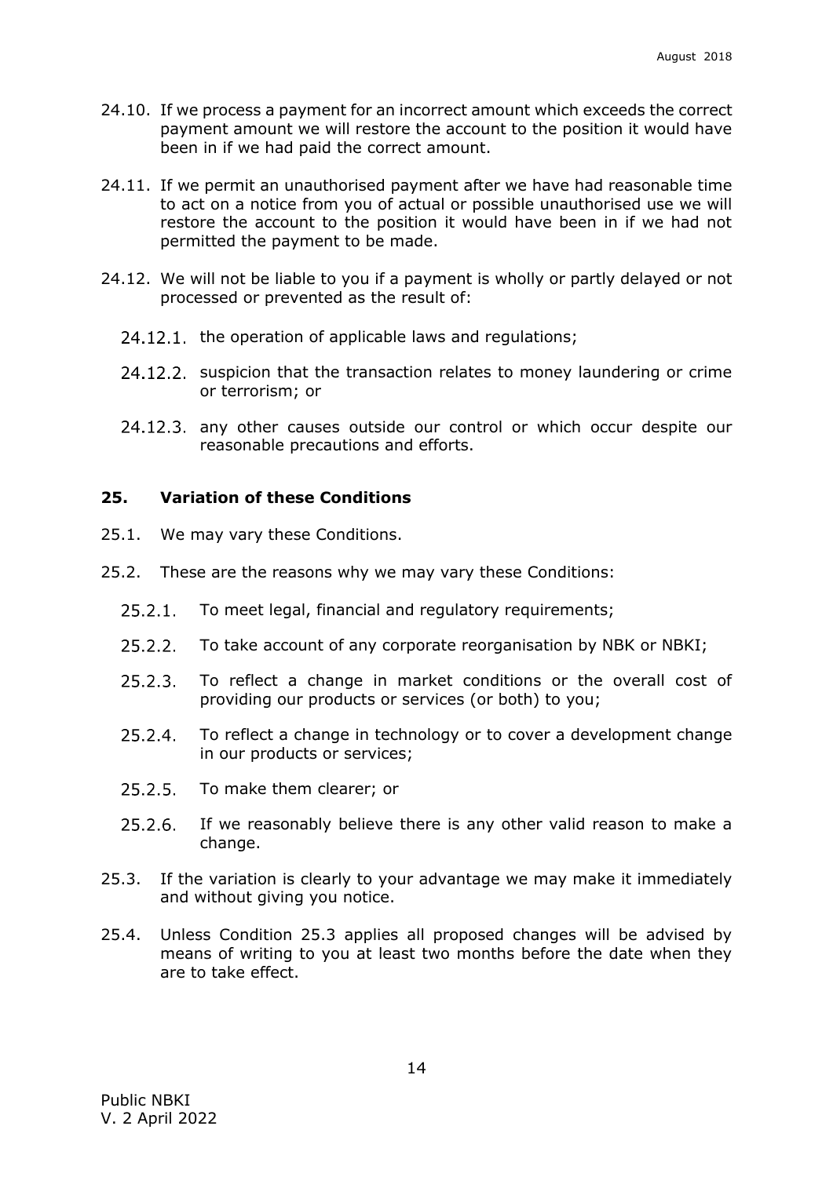24.10. If we process a payment for an incorrect amount which exceeds the correct payment amount we will restore the account to the position it would have been in if we had paid the correct amount.

24.11. If we permit an unauthorised payment after we have had reasonable time to act on a notice from you of actual or possible unauthorised use we will restore the account to the position it would have been in if we had not permitted the payment to be made.

24.12. We will not be liable to you if a payment is wholly or partly delayed or not processed or prevented as the result of:

- 24.12.1. the operation of applicable laws and regulations;
- 24.12.2. suspicion that the transaction relates to money laundering or crime or terrorism; or
- 24.12.3. any other causes outside our control or which occur despite our reasonable precautions and efforts.

## 25. Variation of these Conditions

25.1. We may vary these Conditions.

25.2. These are the reasons why we may vary these Conditions:

- 25.2.1. To meet legal, financial and regulatory requirements;
- 25.2.2. To take account of any corporate reorganisation by NBK or NBKI;
- 25.2.3. To reflect a change in market conditions or the overall cost of providing our products or services (or both) to you;
- 25.2.4. To reflect a change in technology or to cover a development change in our products or services;
- 25.2.5. To make them clearer; or
- 25.2.6. If we reasonably believe there is any other valid reason to make a change.

25.3. If the variation is clearly to your advantage we may make it immediately and without giving you notice.

25.4. Unless Condition 25.3 applies all proposed changes will be advised by means of writing to you at least two months before the date when they are to take effect.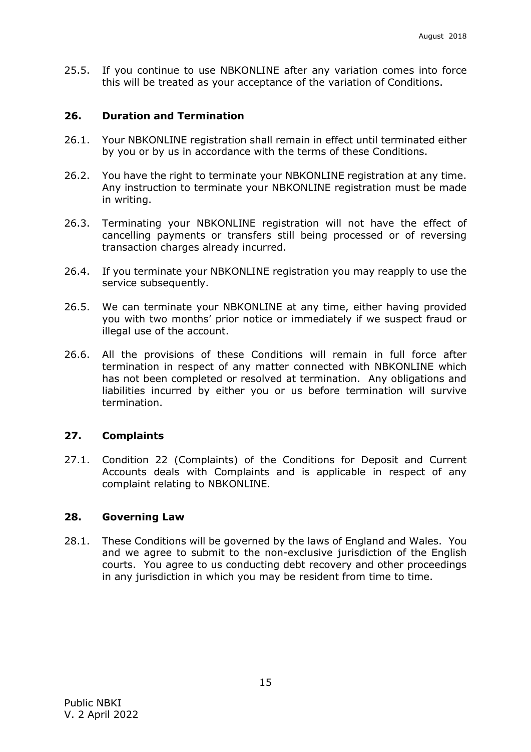25.5. If you continue to use NBKONLINE after any variation comes into force this will be treated as your acceptance of the variation of Conditions.

## 26. Duration and Termination

26.1. Your NBKONLINE registration shall remain in effect until terminated either by you or by us in accordance with the terms of these Conditions.

26.2. You have the right to terminate your NBKONLINE registration at any time. Any instruction to terminate your NBKONLINE registration must be made in writing.

26.3. Terminating your NBKONLINE registration will not have the effect of cancelling payments or transfers still being processed or of reversing transaction charges already incurred.

26.4. If you terminate your NBKONLINE registration you may reapply to use the service subsequently.

26.5. We can terminate your NBKONLINE at any time, either having provided you with two months' prior notice or immediately if we suspect fraud or illegal use of the account.

26.6. All the provisions of these Conditions will remain in full force after termination in respect of any matter connected with NBKONLINE which has not been completed or resolved at termination. Any obligations and liabilities incurred by either you or us before termination will survive termination.

## 27. Complaints

27.1. Condition 22 (Complaints) of the Conditions for Deposit and Current Accounts deals with Complaints and is applicable in respect of any complaint relating to NBKONLINE.

## 28. Governing Law

28.1. These Conditions will be governed by the laws of England and Wales. You and we agree to submit to the non-exclusive jurisdiction of the English courts. You agree to us conducting debt recovery and other proceedings in any jurisdiction in which you may be resident from time to time.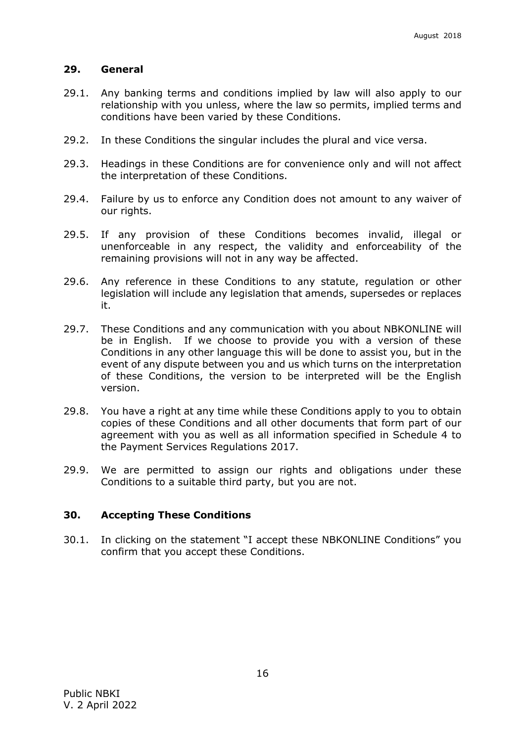## 29. General

29.1. Any banking terms and conditions implied by law will also apply to our relationship with you unless, where the law so permits, implied terms and conditions have been varied by these Conditions.

29.2. In these Conditions the singular includes the plural and vice versa.

29.3. Headings in these Conditions are for convenience only and will not affect the interpretation of these Conditions.

29.4. Failure by us to enforce any Condition does not amount to any waiver of our rights.

29.5. If any provision of these Conditions becomes invalid, illegal or unenforceable in any respect, the validity and enforceability of the remaining provisions will not in any way be affected.

29.6. Any reference in these Conditions to any statute, regulation or other legislation will include any legislation that amends, supersedes or replaces it.

29.7. These Conditions and any communication with you about NBKONLINE will be in English. If we choose to provide you with a version of these Conditions in any other language this will be done to assist you, but in the event of any dispute between you and us which turns on the interpretation of these Conditions, the version to be interpreted will be the English version.

29.8. You have a right at any time while these Conditions apply to you to obtain copies of these Conditions and all other documents that form part of our agreement with you as well as all information specified in Schedule 4 to the Payment Services Regulations 2017.

29.9. We are permitted to assign our rights and obligations under these Conditions to a suitable third party, but you are not.

## 30. Accepting These Conditions

30.1. In clicking on the statement "I accept these NBKONLINE Conditions" you confirm that you accept these Conditions.